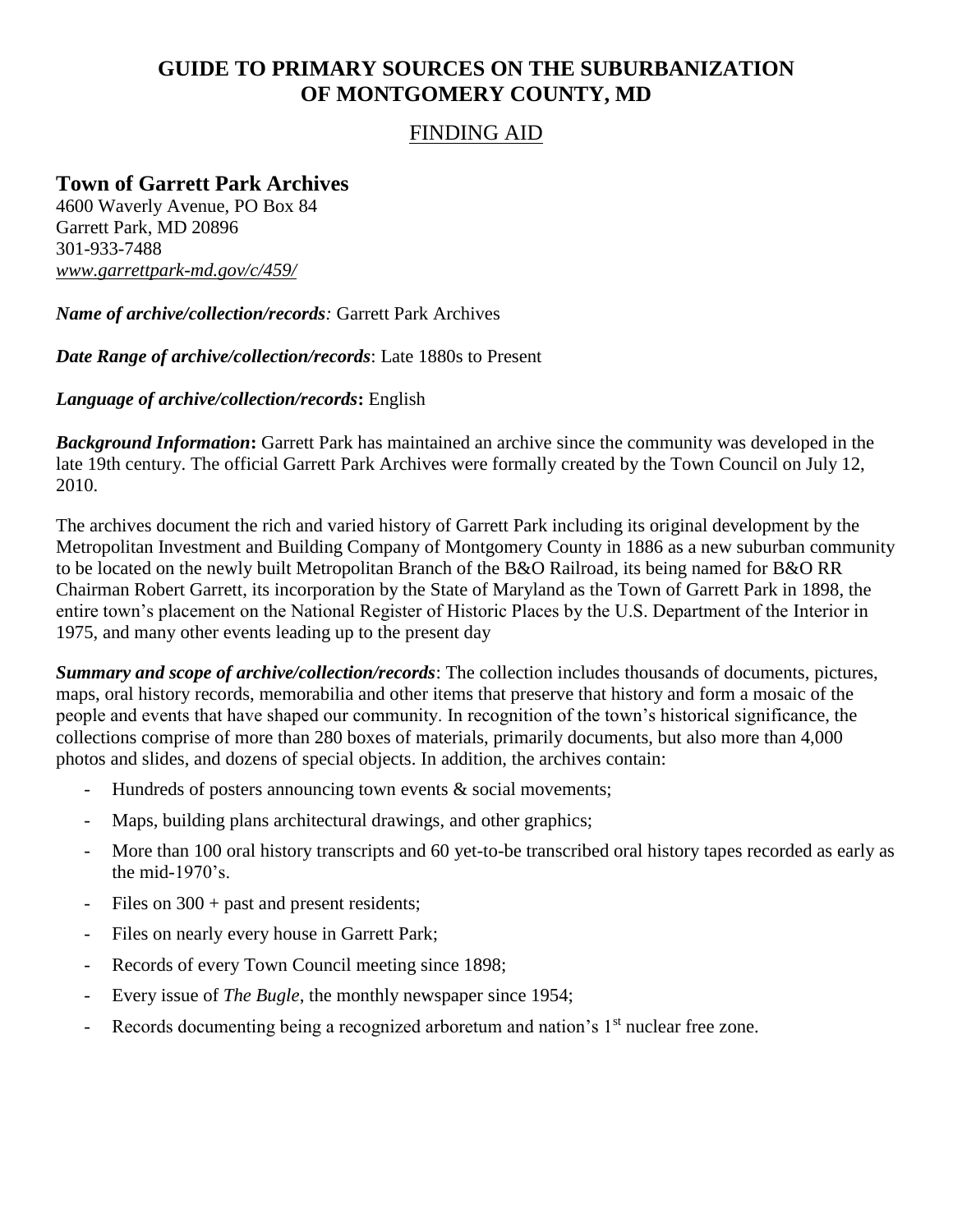# GUIDE TO PRIMARY SOURCES ON THE SUBURBANIZATION OF MONTGOMERY COUNTY, MD

## FINDING AID

### Town of Garrett Park Archives

4600 Waverly Avenue, PO Box 84
Garrett Park, MD 20896
301-933-7488
*www.garrettpark-md.gov/c/459/*

***Name of archive/collection/records**:* Garrett Park Archives

***Date Range of archive/collection/records***: Late 1880s to Present

***Language of archive/collection/records*:** English

***Background Information*:** Garrett Park has maintained an archive since the community was developed in the late 19th century. The official Garrett Park Archives were formally created by the Town Council on July 12, 2010.

The archives document the rich and varied history of Garrett Park including its original development by the Metropolitan Investment and Building Company of Montgomery County in 1886 as a new suburban community to be located on the newly built Metropolitan Branch of the B&O Railroad, its being named for B&O RR Chairman Robert Garrett, its incorporation by the State of Maryland as the Town of Garrett Park in 1898, the entire town's placement on the National Register of Historic Places by the U.S. Department of the Interior in 1975, and many other events leading up to the present day

***Summary and scope of archive/collection/records***: The collection includes thousands of documents, pictures, maps, oral history records, memorabilia and other items that preserve that history and form a mosaic of the people and events that have shaped our community. In recognition of the town's historical significance, the collections comprise of more than 280 boxes of materials, primarily documents, but also more than 4,000 photos and slides, and dozens of special objects. In addition, the archives contain:

- Hundreds of posters announcing town events & social movements;
- Maps, building plans architectural drawings, and other graphics;
- More than 100 oral history transcripts and 60 yet-to-be transcribed oral history tapes recorded as early as the mid-1970's.
- Files on 300 + past and present residents;
- Files on nearly every house in Garrett Park;
- Records of every Town Council meeting since 1898;
- Every issue of *The Bugle*, the monthly newspaper since 1954;
- Records documenting being a recognized arboretum and nation's 1st nuclear free zone.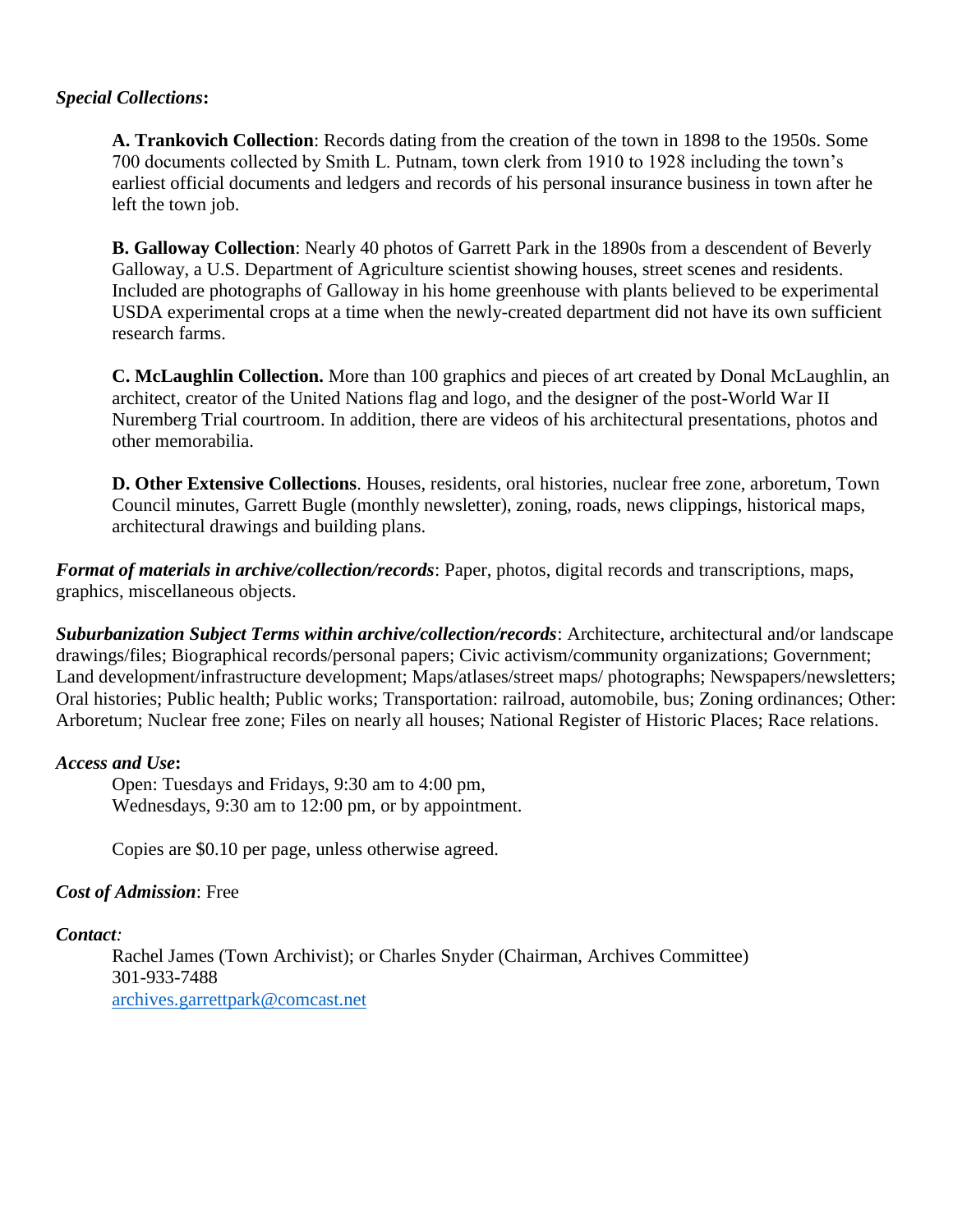***Special Collections*:**

**A. Trankovich Collection**: Records dating from the creation of the town in 1898 to the 1950s. Some 700 documents collected by Smith L. Putnam, town clerk from 1910 to 1928 including the town's earliest official documents and ledgers and records of his personal insurance business in town after he left the town job.

**B. Galloway Collection**: Nearly 40 photos of Garrett Park in the 1890s from a descendent of Beverly Galloway, a U.S. Department of Agriculture scientist showing houses, street scenes and residents. Included are photographs of Galloway in his home greenhouse with plants believed to be experimental USDA experimental crops at a time when the newly-created department did not have its own sufficient research farms.

**C. McLaughlin Collection.** More than 100 graphics and pieces of art created by Donal McLaughlin, an architect, creator of the United Nations flag and logo, and the designer of the post-World War II Nuremberg Trial courtroom. In addition, there are videos of his architectural presentations, photos and other memorabilia.

**D. Other Extensive Collections**. Houses, residents, oral histories, nuclear free zone, arboretum, Town Council minutes, Garrett Bugle (monthly newsletter), zoning, roads, news clippings, historical maps, architectural drawings and building plans.

***Format of materials in archive/collection/records***: Paper, photos, digital records and transcriptions, maps, graphics, miscellaneous objects.

***Suburbanization Subject Terms within archive/collection/records***: Architecture, architectural and/or landscape drawings/files; Biographical records/personal papers; Civic activism/community organizations; Government; Land development/infrastructure development; Maps/atlases/street maps/ photographs; Newspapers/newsletters; Oral histories; Public health; Public works; Transportation: railroad, automobile, bus; Zoning ordinances; Other: Arboretum; Nuclear free zone; Files on nearly all houses; National Register of Historic Places; Race relations.

***Access and Use*:**

Open: Tuesdays and Fridays, 9:30 am to 4:00 pm,
Wednesdays, 9:30 am to 12:00 pm, or by appointment.

Copies are $0.10 per page, unless otherwise agreed.

***Cost of Admission***: Free

***Contact:***

Rachel James (Town Archivist); or Charles Snyder (Chairman, Archives Committee)
301-933-7488
archives.garrettpark@comcast.net